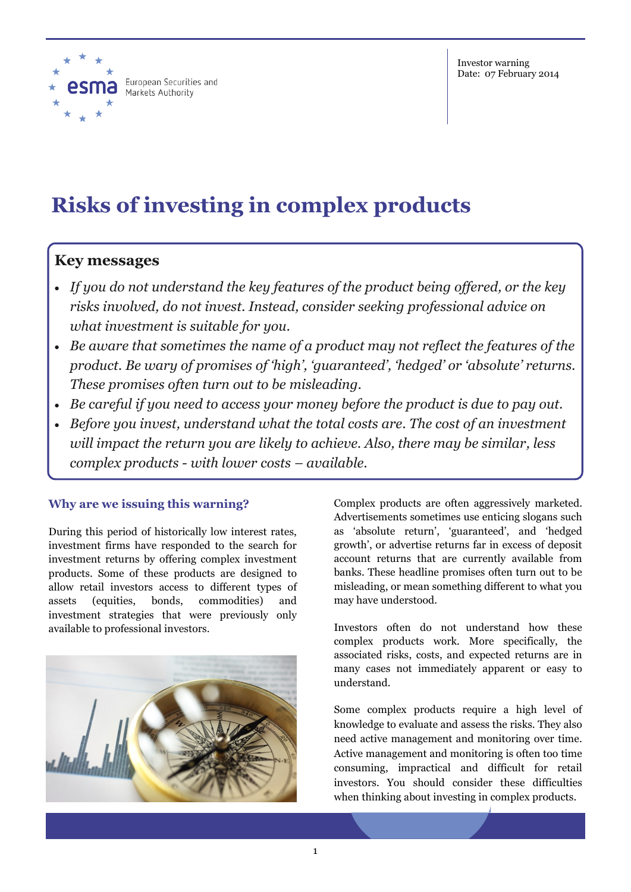European Securities and Markets Authority

Investor warning
Date: 07 February 2014

# Risks of investing in complex products

## Key messages

- *If you do not understand the key features of the product being offered, or the key risks involved, do not invest. Instead, consider seeking professional advice on what investment is suitable for you.*
- *Be aware that sometimes the name of a product may not reflect the features of the product. Be wary of promises of 'high', 'guaranteed', 'hedged' or 'absolute' returns. These promises often turn out to be misleading.*
- *Be careful if you need to access your money before the product is due to pay out.*
- *Before you invest, understand what the total costs are. The cost of an investment will impact the return you are likely to achieve. Also, there may be similar, less complex products - with lower costs – available.*

### Why are we issuing this warning?

During this period of historically low interest rates, investment firms have responded to the search for investment returns by offering complex investment products. Some of these products are designed to allow retail investors access to different types of assets (equities, bonds, commodities) and investment strategies that were previously only available to professional investors.

Complex products are often aggressively marketed. Advertisements sometimes use enticing slogans such as 'absolute return', 'guaranteed', and 'hedged growth', or advertise returns far in excess of deposit account returns that are currently available from banks. These headline promises often turn out to be misleading, or mean something different to what you may have understood.

Investors often do not understand how these complex products work. More specifically, the associated risks, costs, and expected returns are in many cases not immediately apparent or easy to understand.

Some complex products require a high level of knowledge to evaluate and assess the risks. They also need active management and monitoring over time. Active management and monitoring is often too time consuming, impractical and difficult for retail investors. You should consider these difficulties when thinking about investing in complex products.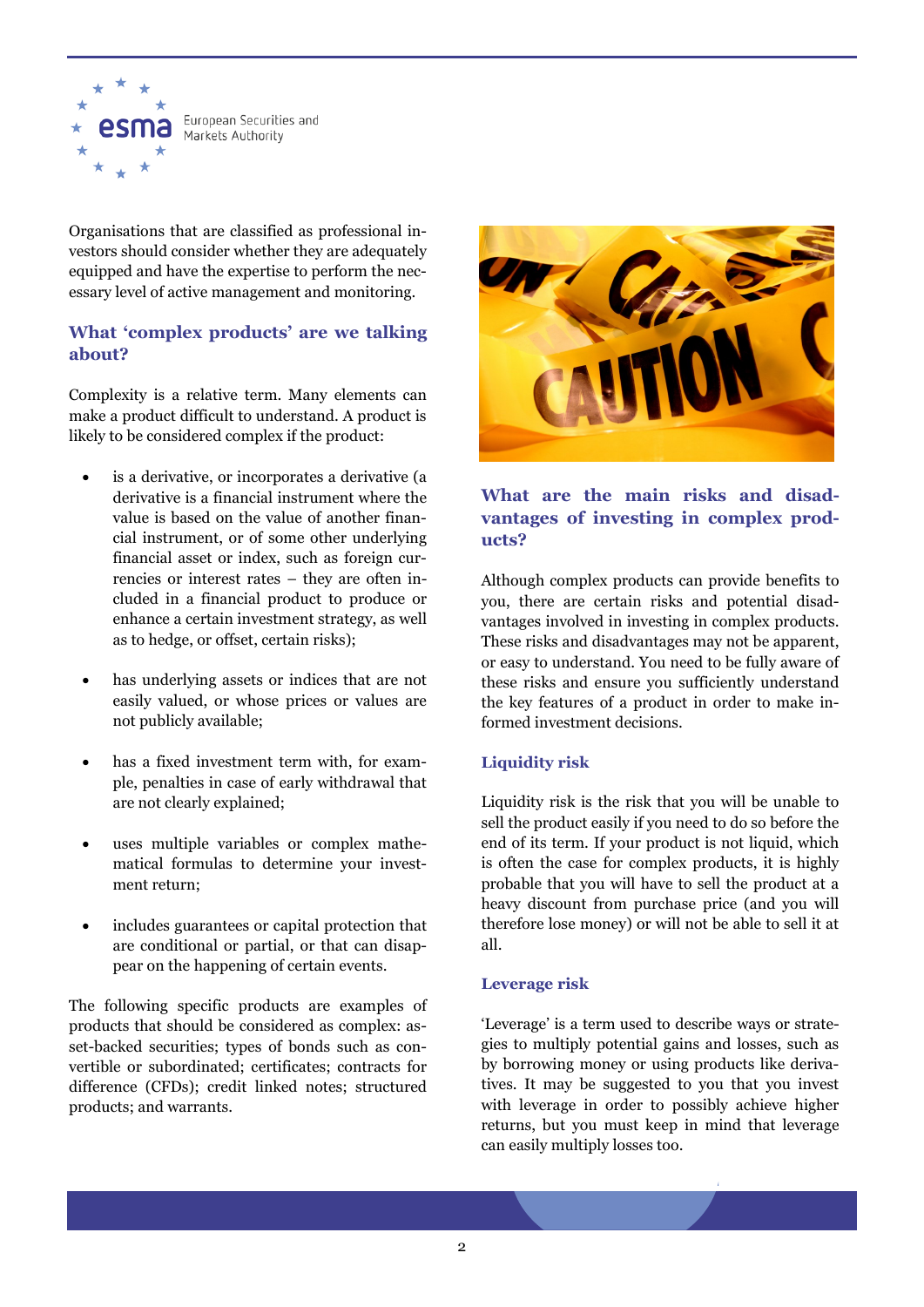Organisations that are classified as professional investors should consider whether they are adequately equipped and have the expertise to perform the necessary level of active management and monitoring.

## What 'complex products' are we talking about?

Complexity is a relative term. Many elements can make a product difficult to understand. A product is likely to be considered complex if the product:

- is a derivative, or incorporates a derivative (a derivative is a financial instrument where the value is based on the value of another financial instrument, or of some other underlying financial asset or index, such as foreign currencies or interest rates – they are often included in a financial product to produce or enhance a certain investment strategy, as well as to hedge, or offset, certain risks);
- has underlying assets or indices that are not easily valued, or whose prices or values are not publicly available;
- has a fixed investment term with, for example, penalties in case of early withdrawal that are not clearly explained;
- uses multiple variables or complex mathematical formulas to determine your investment return;
- includes guarantees or capital protection that are conditional or partial, or that can disappear on the happening of certain events.

The following specific products are examples of products that should be considered as complex: asset-backed securities; types of bonds such as convertible or subordinated; certificates; contracts for difference (CFDs); credit linked notes; structured products; and warrants.

## What are the main risks and disadvantages of investing in complex products?

Although complex products can provide benefits to you, there are certain risks and potential disadvantages involved in investing in complex products. These risks and disadvantages may not be apparent, or easy to understand. You need to be fully aware of these risks and ensure you sufficiently understand the key features of a product in order to make informed investment decisions.

### Liquidity risk

Liquidity risk is the risk that you will be unable to sell the product easily if you need to do so before the end of its term. If your product is not liquid, which is often the case for complex products, it is highly probable that you will have to sell the product at a heavy discount from purchase price (and you will therefore lose money) or will not be able to sell it at all.

### Leverage risk

'Leverage' is a term used to describe ways or strategies to multiply potential gains and losses, such as by borrowing money or using products like derivatives. It may be suggested to you that you invest with leverage in order to possibly achieve higher returns, but you must keep in mind that leverage can easily multiply losses too.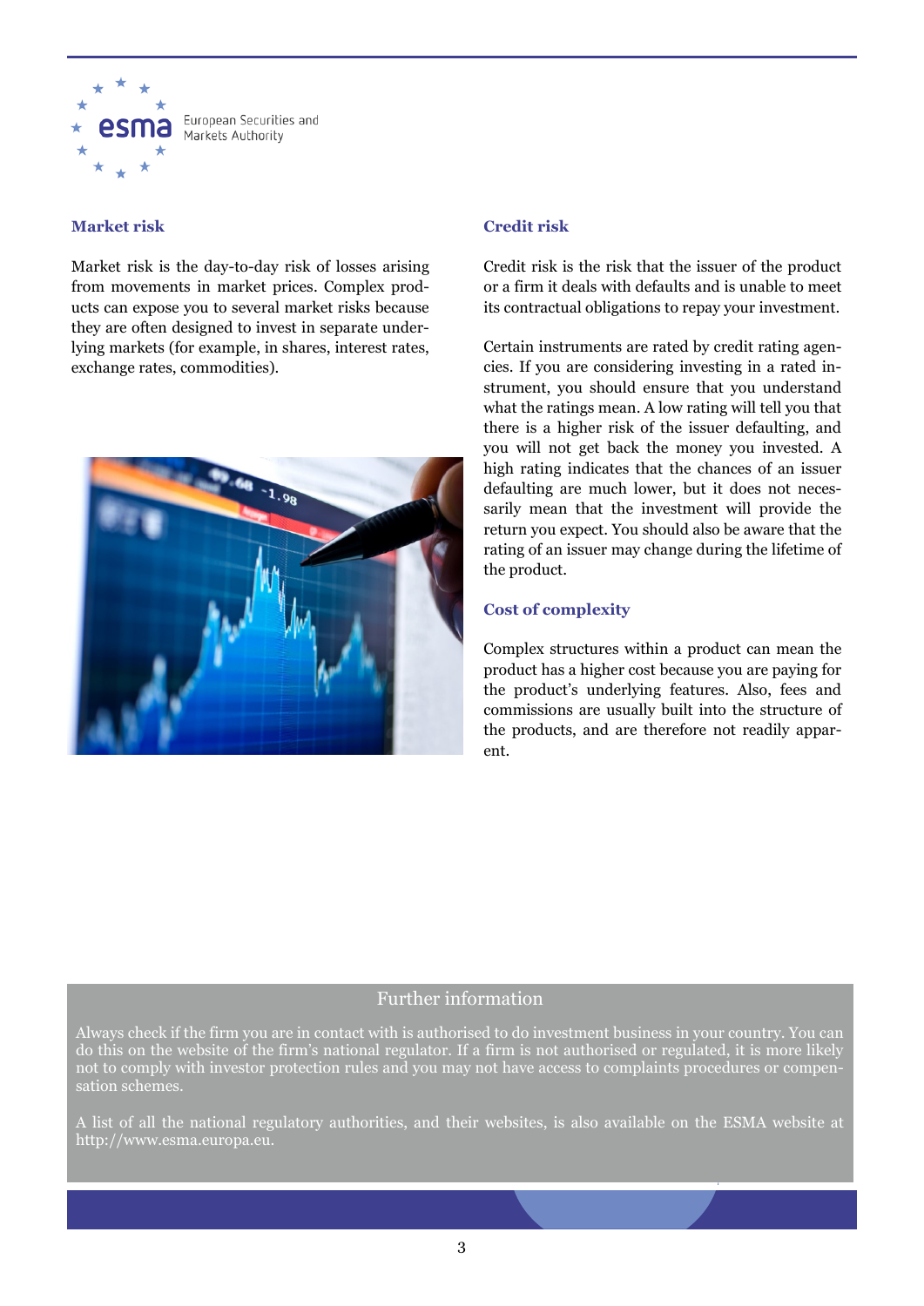## Market risk

Market risk is the day-to-day risk of losses arising from movements in market prices. Complex products can expose you to several market risks because they are often designed to invest in separate underlying markets (for example, in shares, interest rates, exchange rates, commodities).

## Credit risk

Credit risk is the risk that the issuer of the product or a firm it deals with defaults and is unable to meet its contractual obligations to repay your investment.

Certain instruments are rated by credit rating agencies. If you are considering investing in a rated instrument, you should ensure that you understand what the ratings mean. A low rating will tell you that there is a higher risk of the issuer defaulting, and you will not get back the money you invested. A high rating indicates that the chances of an issuer defaulting are much lower, but it does not necessarily mean that the investment will provide the return you expect. You should also be aware that the rating of an issuer may change during the lifetime of the product.

## Cost of complexity

Complex structures within a product can mean the product has a higher cost because you are paying for the product's underlying features. Also, fees and commissions are usually built into the structure of the products, and are therefore not readily apparent.

## Further information

Always check if the firm you are in contact with is authorised to do investment business in your country. You can do this on the website of the firm's national regulator. If a firm is not authorised or regulated, it is more likely not to comply with investor protection rules and you may not have access to complaints procedures or compensation schemes.

A list of all the national regulatory authorities, and their websites, is also available on the ESMA website at http://www.esma.europa.eu.